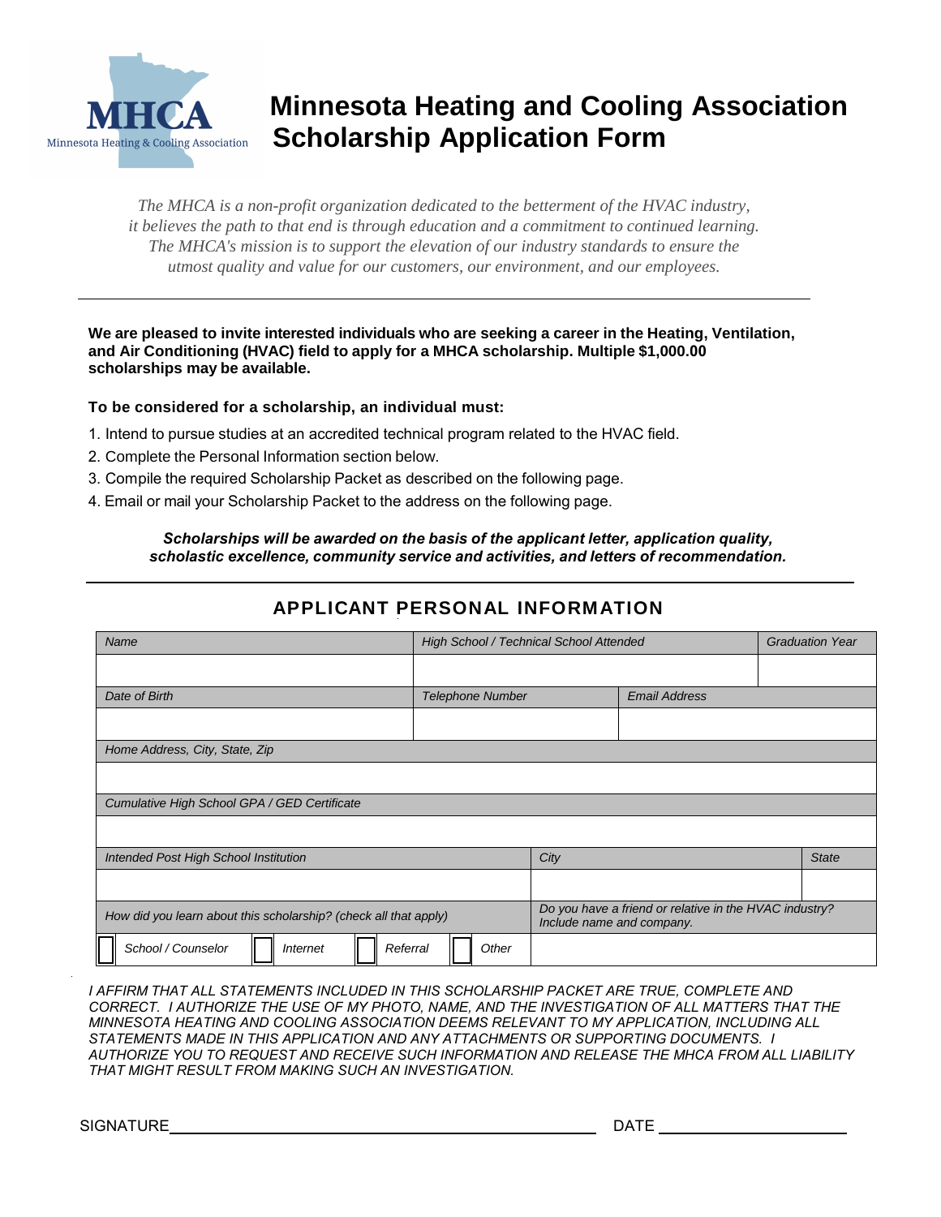MHCA
Minnesota Heating & Cooling Association

# Minnesota Heating and Cooling Association Scholarship Application Form

*The MHCA is a non-profit organization dedicated to the betterment of the HVAC industry, it believes the path to that end is through education and a commitment to continued learning. The MHCA's mission is to support the elevation of our industry standards to ensure the utmost quality and value for our customers, our environment, and our employees.*

---

**We are pleased to invite interested individuals who are seeking a career in the Heating, Ventilation, and Air Conditioning (HVAC) field to apply for a MHCA scholarship. Multiple $1,000.00 scholarships may be available.**

**To be considered for a scholarship, an individual must:**

1. Intend to pursue studies at an accredited technical program related to the HVAC field.
2. Complete the Personal Information section below.
3. Compile the required Scholarship Packet as described on the following page.
4. Email or mail your Scholarship Packet to the address on the following page.

***Scholarships will be awarded on the basis of the applicant letter, application quality, scholastic excellence, community service and activities, and letters of recommendation.***

---

## APPLICANT PERSONAL INFORMATION

| *Name* | *High School / Technical School Attended* | | *Graduation Year* |
|---|---|---|---|
| | | | |
| *Date of Birth* | *Telephone Number* | *Email Address* | |
| | | | |
| *Home Address, City, State, Zip* | | | |
| | | | |
| *Cumulative High School GPA / GED Certificate* | | | |
| | | | |
| *Intended Post High School Institution* | *City* | | *State* |
| | | | |
| *How did you learn about this scholarship? (check all that apply)* | *Do you have a friend or relative in the HVAC industry? Include name and company.* | | |
| ☐ *School / Counselor* ☐ *Internet* ☐ *Referral* ☐ *Other* | | | |

*I AFFIRM THAT ALL STATEMENTS INCLUDED IN THIS SCHOLARSHIP PACKET ARE TRUE, COMPLETE AND CORRECT. I AUTHORIZE THE USE OF MY PHOTO, NAME, AND THE INVESTIGATION OF ALL MATTERS THAT THE MINNESOTA HEATING AND COOLING ASSOCIATION DEEMS RELEVANT TO MY APPLICATION, INCLUDING ALL STATEMENTS MADE IN THIS APPLICATION AND ANY ATTACHMENTS OR SUPPORTING DOCUMENTS. I AUTHORIZE YOU TO REQUEST AND RECEIVE SUCH INFORMATION AND RELEASE THE MHCA FROM ALL LIABILITY THAT MIGHT RESULT FROM MAKING SUCH AN INVESTIGATION.*

SIGNATURE ____________________________________________ DATE ______________________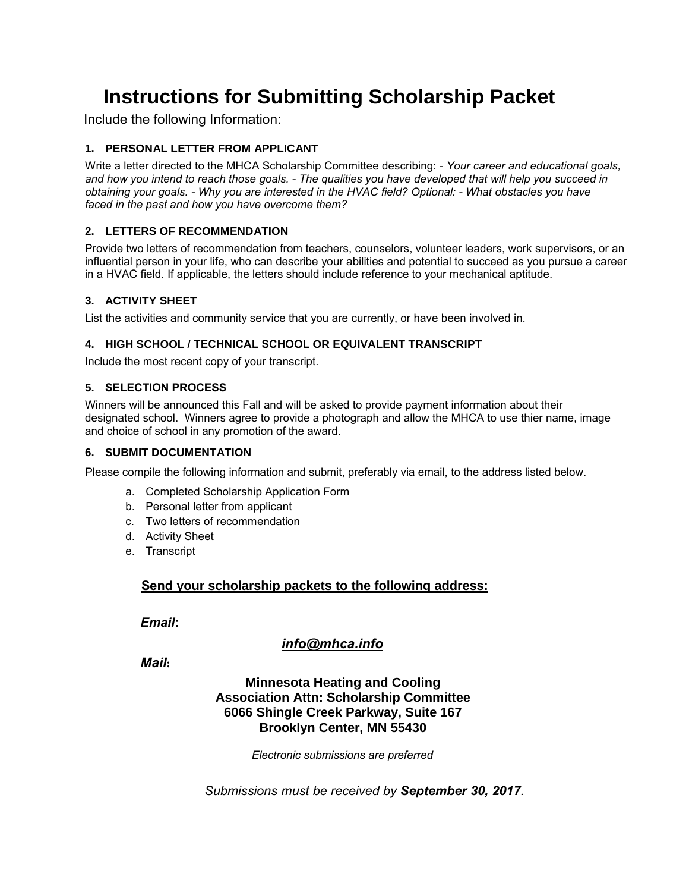# Instructions for Submitting Scholarship Packet

Include the following Information:

### 1. PERSONAL LETTER FROM APPLICANT

Write a letter directed to the MHCA Scholarship Committee describing: - *Your career and educational goals, and how you intend to reach those goals. - The qualities you have developed that will help you succeed in obtaining your goals. - Why you are interested in the HVAC field? Optional: - What obstacles you have faced in the past and how you have overcome them?*

### 2. LETTERS OF RECOMMENDATION

Provide two letters of recommendation from teachers, counselors, volunteer leaders, work supervisors, or an influential person in your life, who can describe your abilities and potential to succeed as you pursue a career in a HVAC field. If applicable, the letters should include reference to your mechanical aptitude.

### 3. ACTIVITY SHEET

List the activities and community service that you are currently, or have been involved in.

### 4. HIGH SCHOOL / TECHNICAL SCHOOL OR EQUIVALENT TRANSCRIPT

Include the most recent copy of your transcript.

### 5. SELECTION PROCESS

Winners will be announced this Fall and will be asked to provide payment information about their designated school. Winners agree to provide a photograph and allow the MHCA to use thier name, image and choice of school in any promotion of the award.

### 6. SUBMIT DOCUMENTATION

Please compile the following information and submit, preferably via email, to the address listed below.

a. Completed Scholarship Application Form
b. Personal letter from applicant
c. Two letters of recommendation
d. Activity Sheet
e. Transcript

**Send your scholarship packets to the following address:**

***Email*:**

***info@mhca.info***

***Mail*:**

**Minnesota Heating and Cooling Association Attn: Scholarship Committee**
**6066 Shingle Creek Parkway, Suite 167**
**Brooklyn Center, MN 55430**

*Electronic submissions are preferred*

*Submissions must be received by* ***September 30, 2017****.*